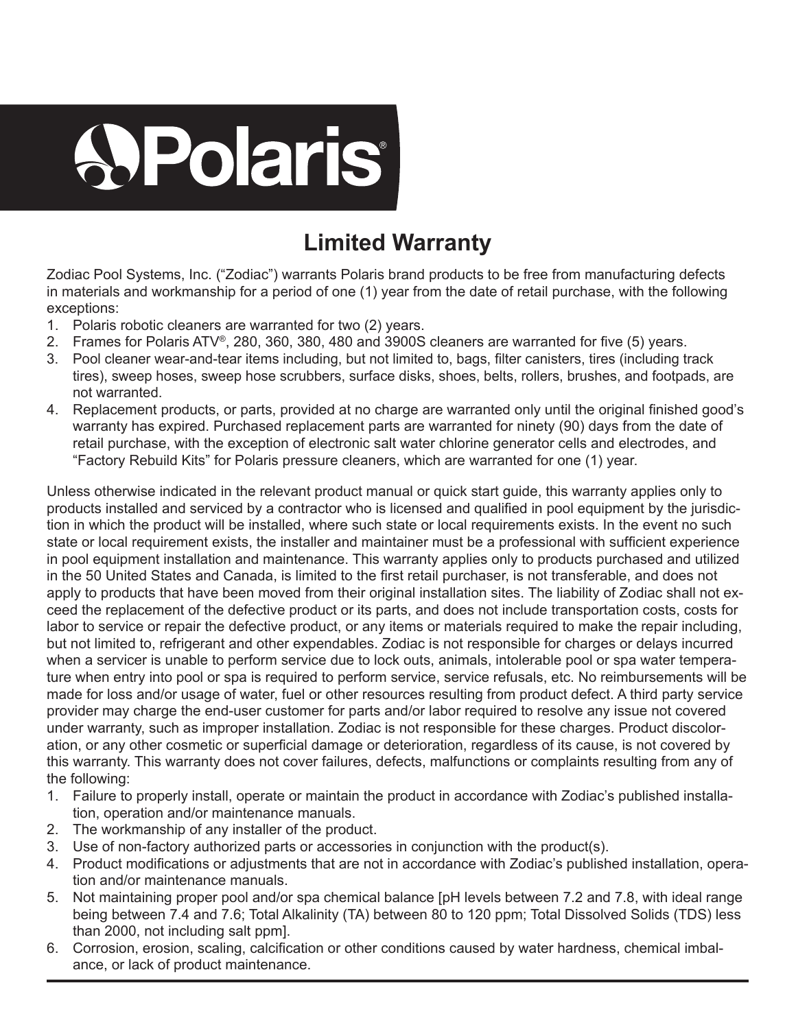# Polaris®

## Limited Warranty

Zodiac Pool Systems, Inc. ("Zodiac") warrants Polaris brand products to be free from manufacturing defects in materials and workmanship for a period of one (1) year from the date of retail purchase, with the following exceptions:

1. Polaris robotic cleaners are warranted for two (2) years.
2. Frames for Polaris ATV®, 280, 360, 380, 480 and 3900S cleaners are warranted for five (5) years.
3. Pool cleaner wear-and-tear items including, but not limited to, bags, filter canisters, tires (including track tires), sweep hoses, sweep hose scrubbers, surface disks, shoes, belts, rollers, brushes, and footpads, are not warranted.
4. Replacement products, or parts, provided at no charge are warranted only until the original finished good's warranty has expired. Purchased replacement parts are warranted for ninety (90) days from the date of retail purchase, with the exception of electronic salt water chlorine generator cells and electrodes, and "Factory Rebuild Kits" for Polaris pressure cleaners, which are warranted for one (1) year.

Unless otherwise indicated in the relevant product manual or quick start guide, this warranty applies only to products installed and serviced by a contractor who is licensed and qualified in pool equipment by the jurisdiction in which the product will be installed, where such state or local requirements exists. In the event no such state or local requirement exists, the installer and maintainer must be a professional with sufficient experience in pool equipment installation and maintenance. This warranty applies only to products purchased and utilized in the 50 United States and Canada, is limited to the first retail purchaser, is not transferable, and does not apply to products that have been moved from their original installation sites. The liability of Zodiac shall not exceed the replacement of the defective product or its parts, and does not include transportation costs, costs for labor to service or repair the defective product, or any items or materials required to make the repair including, but not limited to, refrigerant and other expendables. Zodiac is not responsible for charges or delays incurred when a servicer is unable to perform service due to lock outs, animals, intolerable pool or spa water temperature when entry into pool or spa is required to perform service, service refusals, etc. No reimbursements will be made for loss and/or usage of water, fuel or other resources resulting from product defect. A third party service provider may charge the end-user customer for parts and/or labor required to resolve any issue not covered under warranty, such as improper installation. Zodiac is not responsible for these charges. Product discoloration, or any other cosmetic or superficial damage or deterioration, regardless of its cause, is not covered by this warranty. This warranty does not cover failures, defects, malfunctions or complaints resulting from any of the following:

1. Failure to properly install, operate or maintain the product in accordance with Zodiac's published installation, operation and/or maintenance manuals.
2. The workmanship of any installer of the product.
3. Use of non-factory authorized parts or accessories in conjunction with the product(s).
4. Product modifications or adjustments that are not in accordance with Zodiac's published installation, operation and/or maintenance manuals.
5. Not maintaining proper pool and/or spa chemical balance [pH levels between 7.2 and 7.8, with ideal range being between 7.4 and 7.6; Total Alkalinity (TA) between 80 to 120 ppm; Total Dissolved Solids (TDS) less than 2000, not including salt ppm].
6. Corrosion, erosion, scaling, calcification or other conditions caused by water hardness, chemical imbalance, or lack of product maintenance.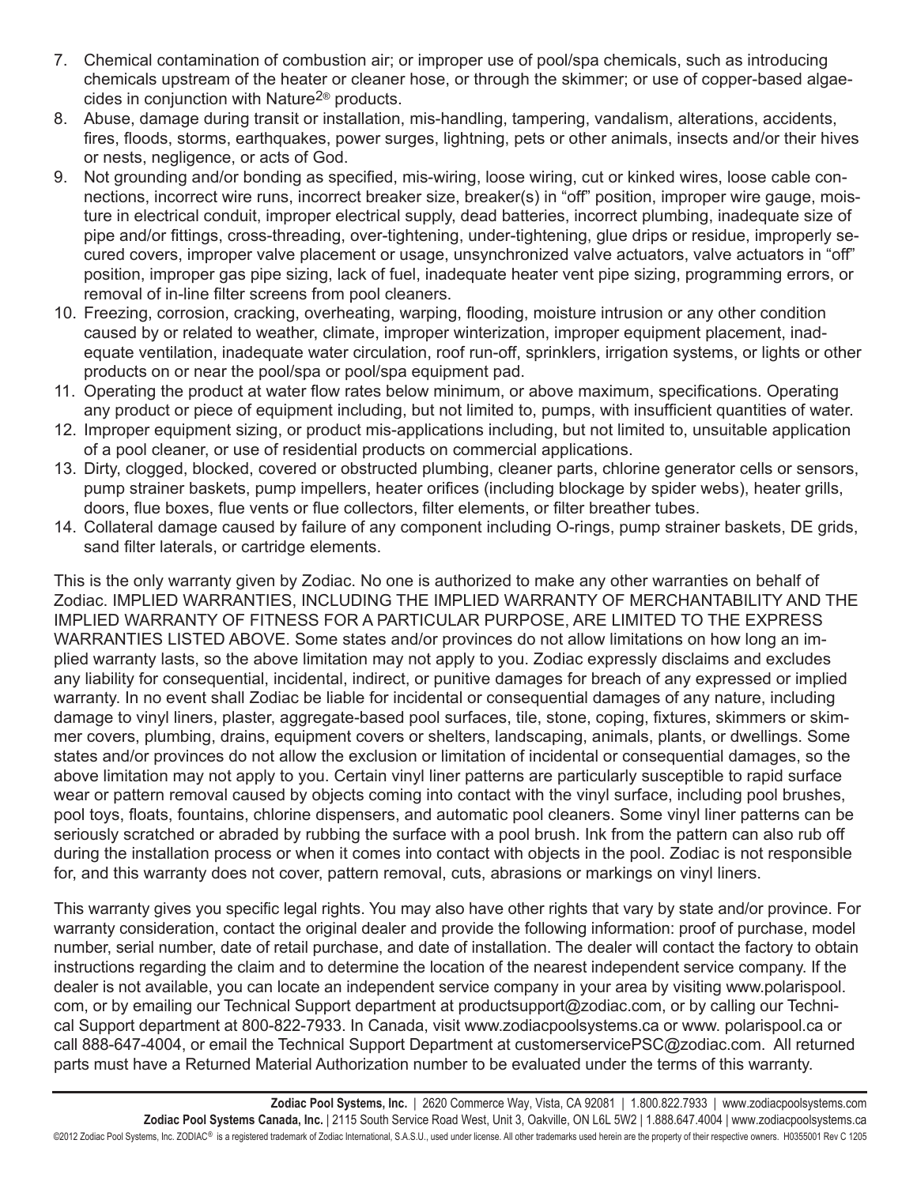7. Chemical contamination of combustion air; or improper use of pool/spa chemicals, such as introducing chemicals upstream of the heater or cleaner hose, or through the skimmer; or use of copper-based algaecides in conjunction with Nature2® products.
8. Abuse, damage during transit or installation, mis-handling, tampering, vandalism, alterations, accidents, fires, floods, storms, earthquakes, power surges, lightning, pets or other animals, insects and/or their hives or nests, negligence, or acts of God.
9. Not grounding and/or bonding as specified, mis-wiring, loose wiring, cut or kinked wires, loose cable connections, incorrect wire runs, incorrect breaker size, breaker(s) in "off" position, improper wire gauge, moisture in electrical conduit, improper electrical supply, dead batteries, incorrect plumbing, inadequate size of pipe and/or fittings, cross-threading, over-tightening, under-tightening, glue drips or residue, improperly secured covers, improper valve placement or usage, unsynchronized valve actuators, valve actuators in "off" position, improper gas pipe sizing, lack of fuel, inadequate heater vent pipe sizing, programming errors, or removal of in-line filter screens from pool cleaners.
10. Freezing, corrosion, cracking, overheating, warping, flooding, moisture intrusion or any other condition caused by or related to weather, climate, improper winterization, improper equipment placement, inadequate ventilation, inadequate water circulation, roof run-off, sprinklers, irrigation systems, or lights or other products on or near the pool/spa or pool/spa equipment pad.
11. Operating the product at water flow rates below minimum, or above maximum, specifications. Operating any product or piece of equipment including, but not limited to, pumps, with insufficient quantities of water.
12. Improper equipment sizing, or product mis-applications including, but not limited to, unsuitable application of a pool cleaner, or use of residential products on commercial applications.
13. Dirty, clogged, blocked, covered or obstructed plumbing, cleaner parts, chlorine generator cells or sensors, pump strainer baskets, pump impellers, heater orifices (including blockage by spider webs), heater grills, doors, flue boxes, flue vents or flue collectors, filter elements, or filter breather tubes.
14. Collateral damage caused by failure of any component including O-rings, pump strainer baskets, DE grids, sand filter laterals, or cartridge elements.

This is the only warranty given by Zodiac. No one is authorized to make any other warranties on behalf of Zodiac. IMPLIED WARRANTIES, INCLUDING THE IMPLIED WARRANTY OF MERCHANTABILITY AND THE IMPLIED WARRANTY OF FITNESS FOR A PARTICULAR PURPOSE, ARE LIMITED TO THE EXPRESS WARRANTIES LISTED ABOVE. Some states and/or provinces do not allow limitations on how long an implied warranty lasts, so the above limitation may not apply to you. Zodiac expressly disclaims and excludes any liability for consequential, incidental, indirect, or punitive damages for breach of any expressed or implied warranty. In no event shall Zodiac be liable for incidental or consequential damages of any nature, including damage to vinyl liners, plaster, aggregate-based pool surfaces, tile, stone, coping, fixtures, skimmers or skimmer covers, plumbing, drains, equipment covers or shelters, landscaping, animals, plants, or dwellings. Some states and/or provinces do not allow the exclusion or limitation of incidental or consequential damages, so the above limitation may not apply to you. Certain vinyl liner patterns are particularly susceptible to rapid surface wear or pattern removal caused by objects coming into contact with the vinyl surface, including pool brushes, pool toys, floats, fountains, chlorine dispensers, and automatic pool cleaners. Some vinyl liner patterns can be seriously scratched or abraded by rubbing the surface with a pool brush. Ink from the pattern can also rub off during the installation process or when it comes into contact with objects in the pool. Zodiac is not responsible for, and this warranty does not cover, pattern removal, cuts, abrasions or markings on vinyl liners.

This warranty gives you specific legal rights. You may also have other rights that vary by state and/or province. For warranty consideration, contact the original dealer and provide the following information: proof of purchase, model number, serial number, date of retail purchase, and date of installation. The dealer will contact the factory to obtain instructions regarding the claim and to determine the location of the nearest independent service company. If the dealer is not available, you can locate an independent service company in your area by visiting www.polarispool.com, or by emailing our Technical Support department at productsupport@zodiac.com, or by calling our Technical Support department at 800-822-7933. In Canada, visit www.zodiacpoolsystems.ca or www. polarispool.ca or call 888-647-4004, or email the Technical Support Department at customerservicePSC@zodiac.com. All returned parts must have a Returned Material Authorization number to be evaluated under the terms of this warranty.

**Zodiac Pool Systems, Inc.** | 2620 Commerce Way, Vista, CA 92081 | 1.800.822.7933 | www.zodiacpoolsystems.com
**Zodiac Pool Systems Canada, Inc.** | 2115 South Service Road West, Unit 3, Oakville, ON L6L 5W2 | 1.888.647.4004 | www.zodiacpoolsystems.ca
©2012 Zodiac Pool Systems, Inc. ZODIAC® is a registered trademark of Zodiac International, S.A.S.U., used under license. All other trademarks used herein are the property of their respective owners. H0355001 Rev C 1205